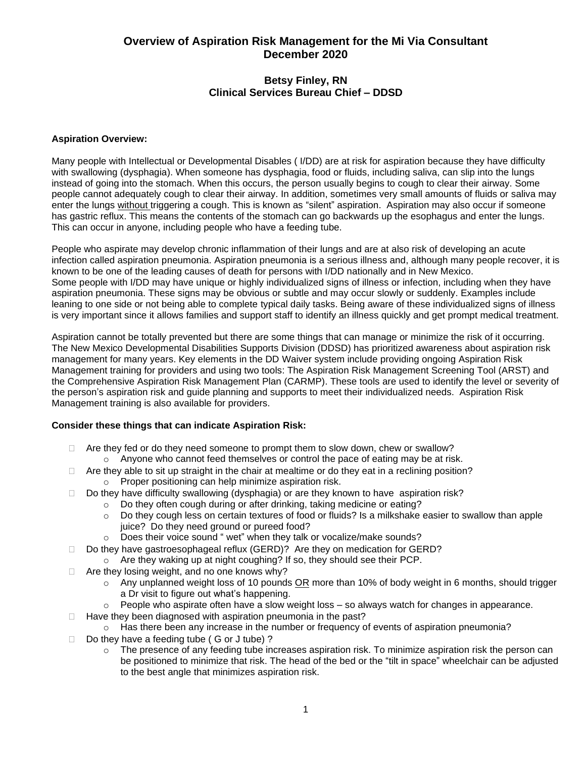# Overview of Aspiration Risk Management for the Mi Via Consultant
# December 2020

## Betsy Finley, RN
## Clinical Services Bureau Chief – DDSD

**Aspiration Overview:**

Many people with Intellectual or Developmental Disables ( I/DD) are at risk for aspiration because they have difficulty with swallowing (dysphagia). When someone has dysphagia, food or fluids, including saliva, can slip into the lungs instead of going into the stomach. When this occurs, the person usually begins to cough to clear their airway. Some people cannot adequately cough to clear their airway. In addition, sometimes very small amounts of fluids or saliva may enter the lungs <u>without</u> triggering a cough. This is known as "silent" aspiration. Aspiration may also occur if someone has gastric reflux. This means the contents of the stomach can go backwards up the esophagus and enter the lungs. This can occur in anyone, including people who have a feeding tube.

People who aspirate may develop chronic inflammation of their lungs and are at also risk of developing an acute infection called aspiration pneumonia. Aspiration pneumonia is a serious illness and, although many people recover, it is known to be one of the leading causes of death for persons with I/DD nationally and in New Mexico.
Some people with I/DD may have unique or highly individualized signs of illness or infection, including when they have aspiration pneumonia. These signs may be obvious or subtle and may occur slowly or suddenly. Examples include leaning to one side or not being able to complete typical daily tasks. Being aware of these individualized signs of illness is very important since it allows families and support staff to identify an illness quickly and get prompt medical treatment.

Aspiration cannot be totally prevented but there are some things that can manage or minimize the risk of it occurring. The New Mexico Developmental Disabilities Supports Division (DDSD) has prioritized awareness about aspiration risk management for many years. Key elements in the DD Waiver system include providing ongoing Aspiration Risk Management training for providers and using two tools: The Aspiration Risk Management Screening Tool (ARST) and the Comprehensive Aspiration Risk Management Plan (CARMP). These tools are used to identify the level or severity of the person's aspiration risk and guide planning and supports to meet their individualized needs. Aspiration Risk Management training is also available for providers.

**Consider these things that can indicate Aspiration Risk:**

- Are they fed or do they need someone to prompt them to slow down, chew or swallow?
  - Anyone who cannot feed themselves or control the pace of eating may be at risk.
- Are they able to sit up straight in the chair at mealtime or do they eat in a reclining position?
  - Proper positioning can help minimize aspiration risk.
- Do they have difficulty swallowing (dysphagia) or are they known to have aspiration risk?
  - Do they often cough during or after drinking, taking medicine or eating?
  - Do they cough less on certain textures of food or fluids? Is a milkshake easier to swallow than apple juice? Do they need ground or pureed food?
  - Does their voice sound " wet" when they talk or vocalize/make sounds?
- Do they have gastroesophageal reflux (GERD)? Are they on medication for GERD?
  - Are they waking up at night coughing? If so, they should see their PCP.
- Are they losing weight, and no one knows why?
  - Any unplanned weight loss of 10 pounds <u>OR</u> more than 10% of body weight in 6 months, should trigger a Dr visit to figure out what's happening.
  - People who aspirate often have a slow weight loss – so always watch for changes in appearance.
- Have they been diagnosed with aspiration pneumonia in the past?
  - Has there been any increase in the number or frequency of events of aspiration pneumonia?
- Do they have a feeding tube ( G or J tube) ?
  - The presence of any feeding tube increases aspiration risk. To minimize aspiration risk the person can be positioned to minimize that risk. The head of the bed or the "tilt in space" wheelchair can be adjusted to the best angle that minimizes aspiration risk.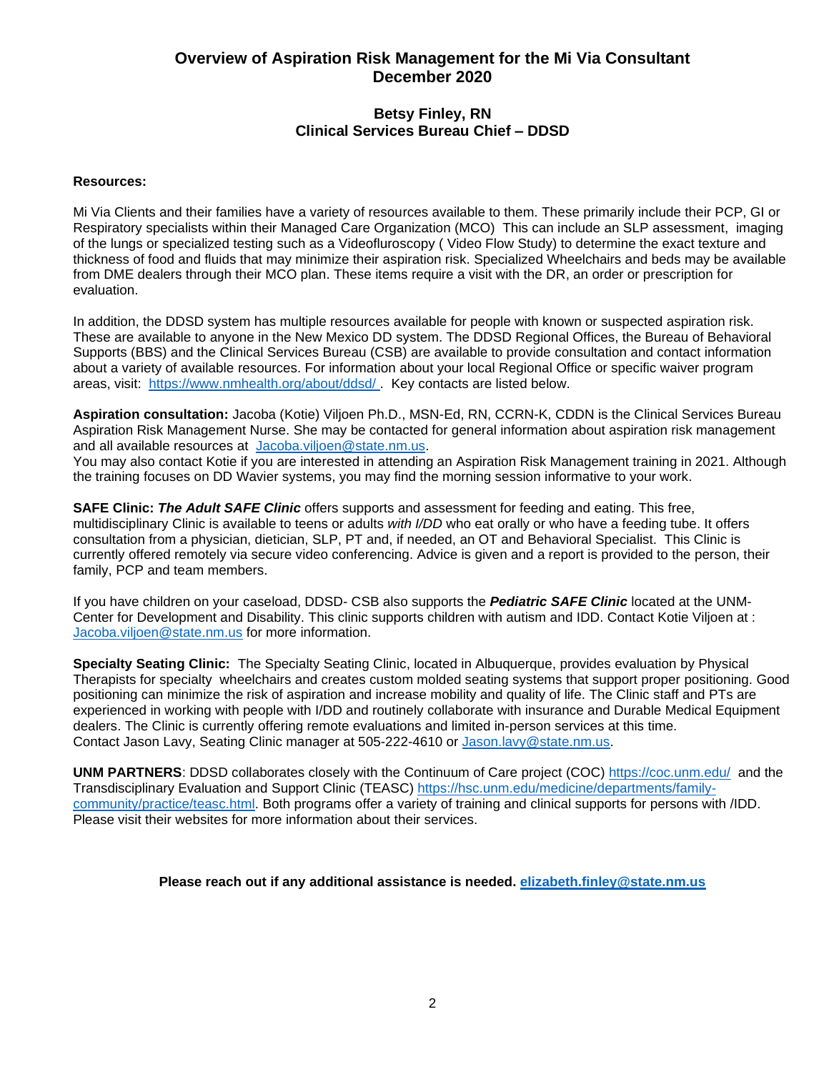# Overview of Aspiration Risk Management for the Mi Via Consultant
# December 2020

### Betsy Finley, RN
### Clinical Services Bureau Chief – DDSD

**Resources:**

Mi Via Clients and their families have a variety of resources available to them. These primarily include their PCP, GI or Respiratory specialists within their Managed Care Organization (MCO) This can include an SLP assessment, imaging of the lungs or specialized testing such as a Videofluroscopy ( Video Flow Study) to determine the exact texture and thickness of food and fluids that may minimize their aspiration risk. Specialized Wheelchairs and beds may be available from DME dealers through their MCO plan. These items require a visit with the DR, an order or prescription for evaluation.

In addition, the DDSD system has multiple resources available for people with known or suspected aspiration risk. These are available to anyone in the New Mexico DD system. The DDSD Regional Offices, the Bureau of Behavioral Supports (BBS) and the Clinical Services Bureau (CSB) are available to provide consultation and contact information about a variety of available resources. For information about your local Regional Office or specific waiver program areas, visit: https://www.nmhealth.org/about/ddsd/ . Key contacts are listed below.

**Aspiration consultation:** Jacoba (Kotie) Viljoen Ph.D., MSN-Ed, RN, CCRN-K, CDDN is the Clinical Services Bureau Aspiration Risk Management Nurse. She may be contacted for general information about aspiration risk management and all available resources at Jacoba.viljoen@state.nm.us.
You may also contact Kotie if you are interested in attending an Aspiration Risk Management training in 2021. Although the training focuses on DD Wavier systems, you may find the morning session informative to your work.

**SAFE Clinic:** ***The Adult SAFE Clinic*** offers supports and assessment for feeding and eating. This free, multidisciplinary Clinic is available to teens or adults *with I/DD* who eat orally or who have a feeding tube. It offers consultation from a physician, dietician, SLP, PT and, if needed, an OT and Behavioral Specialist. This Clinic is currently offered remotely via secure video conferencing. Advice is given and a report is provided to the person, their family, PCP and team members.

If you have children on your caseload, DDSD- CSB also supports the ***Pediatric SAFE Clinic*** located at the UNM-Center for Development and Disability. This clinic supports children with autism and IDD. Contact Kotie Viljoen at : Jacoba.viljoen@state.nm.us for more information.

**Specialty Seating Clinic:** The Specialty Seating Clinic, located in Albuquerque, provides evaluation by Physical Therapists for specialty wheelchairs and creates custom molded seating systems that support proper positioning. Good positioning can minimize the risk of aspiration and increase mobility and quality of life. The Clinic staff and PTs are experienced in working with people with I/DD and routinely collaborate with insurance and Durable Medical Equipment dealers. The Clinic is currently offering remote evaluations and limited in-person services at this time.
Contact Jason Lavy, Seating Clinic manager at 505-222-4610 or Jason.lavy@state.nm.us.

**UNM PARTNERS**: DDSD collaborates closely with the Continuum of Care project (COC) https://coc.unm.edu/ and the Transdisciplinary Evaluation and Support Clinic (TEASC) https://hsc.unm.edu/medicine/departments/family-community/practice/teasc.html. Both programs offer a variety of training and clinical supports for persons with /IDD. Please visit their websites for more information about their services.

**Please reach out if any additional assistance is needed. elizabeth.finley@state.nm.us**